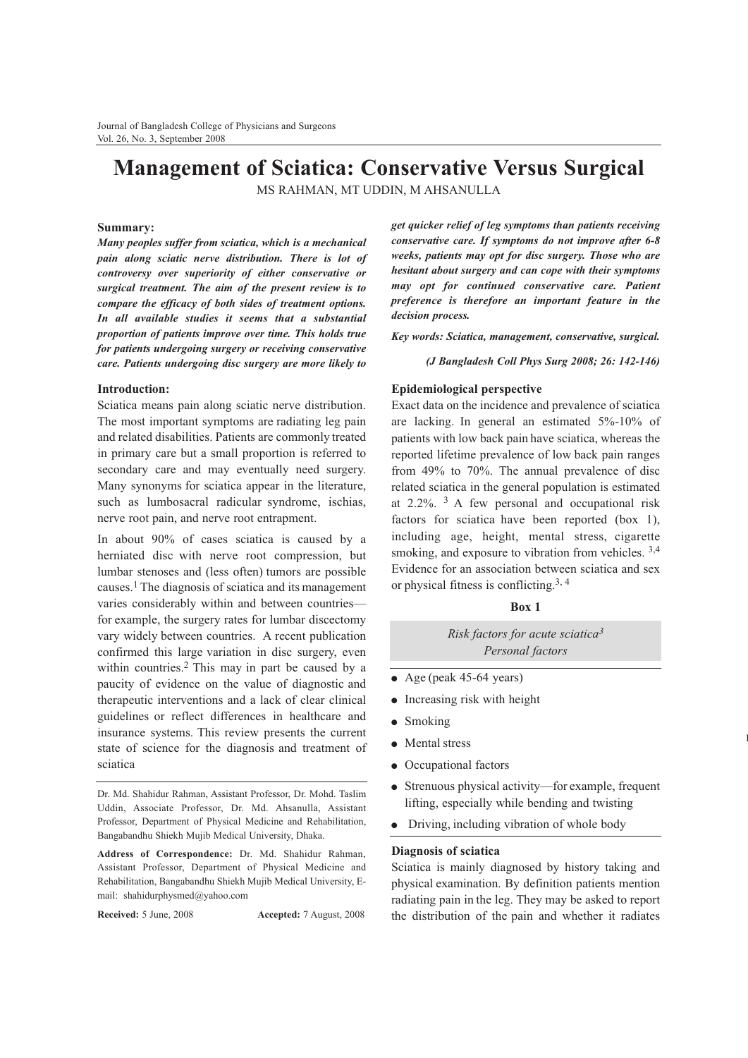# Management of Sciatica: Conservative Versus Surgical

MS RAHMAN, MT UDDIN, M AHSANULLA

**Summary:**

***Many peoples suffer from sciatica, which is a mechanical pain along sciatic nerve distribution. There is lot of controversy over superiority of either conservative or surgical treatment. The aim of the present review is to compare the efficacy of both sides of treatment options. In all available studies it seems that a substantial proportion of patients improve over time. This holds true for patients undergoing surgery or receiving conservative care. Patients undergoing disc surgery are more likely to get quicker relief of leg symptoms than patients receiving conservative care. If symptoms do not improve after 6-8 weeks, patients may opt for disc surgery. Those who are hesitant about surgery and can cope with their symptoms may opt for continued conservative care. Patient preference is therefore an important feature in the decision process.***

***Key words: Sciatica, management, conservative, surgical.***

***(J Bangladesh Coll Phys Surg 2008; 26: 142-146)***

## Introduction:

Sciatica means pain along sciatic nerve distribution. The most important symptoms are radiating leg pain and related disabilities. Patients are commonly treated in primary care but a small proportion is referred to secondary care and may eventually need surgery. Many synonyms for sciatica appear in the literature, such as lumbosacral radicular syndrome, ischias, nerve root pain, and nerve root entrapment.

In about 90% of cases sciatica is caused by a herniated disc with nerve root compression, but lumbar stenoses and (less often) tumors are possible causes.[1] The diagnosis of sciatica and its management varies considerably within and between countries—for example, the surgery rates for lumbar discectomy vary widely between countries. A recent publication confirmed this large variation in disc surgery, even within countries.[2] This may in part be caused by a paucity of evidence on the value of diagnostic and therapeutic interventions and a lack of clear clinical guidelines or reflect differences in healthcare and insurance systems. This review presents the current state of science for the diagnosis and treatment of sciatica

Dr. Md. Shahidur Rahman, Assistant Professor, Dr. Mohd. Taslim Uddin, Associate Professor, Dr. Md. Ahsanulla, Assistant Professor, Department of Physical Medicine and Rehabilitation, Bangabandhu Shiekh Mujib Medical University, Dhaka.

**Address of Correspondence:** Dr. Md. Shahidur Rahman, Assistant Professor, Department of Physical Medicine and Rehabilitation, Bangabandhu Shiekh Mujib Medical University, E-mail: shahidurphysmed@yahoo.com

**Received:** 5 June, 2008 **Accepted:** 7 August, 2008

## Epidemiological perspective

Exact data on the incidence and prevalence of sciatica are lacking. In general an estimated 5%-10% of patients with low back pain have sciatica, whereas the reported lifetime prevalence of low back pain ranges from 49% to 70%. The annual prevalence of disc related sciatica in the general population is estimated at 2.2%. [3] A few personal and occupational risk factors for sciatica have been reported (box 1), including age, height, mental stress, cigarette smoking, and exposure to vibration from vehicles. [3,4] Evidence for an association between sciatica and sex or physical fitness is conflicting.[3,4]

**Box 1**

*Risk factors for acute sciatica[3]*
*Personal factors*

- Age (peak 45-64 years)
- Increasing risk with height
- Smoking
- Mental stress
- Occupational factors
- Strenuous physical activity—for example, frequent lifting, especially while bending and twisting
- Driving, including vibration of whole body

## Diagnosis of sciatica

Sciatica is mainly diagnosed by history taking and physical examination. By definition patients mention radiating pain in the leg. They may be asked to report the distribution of the pain and whether it radiates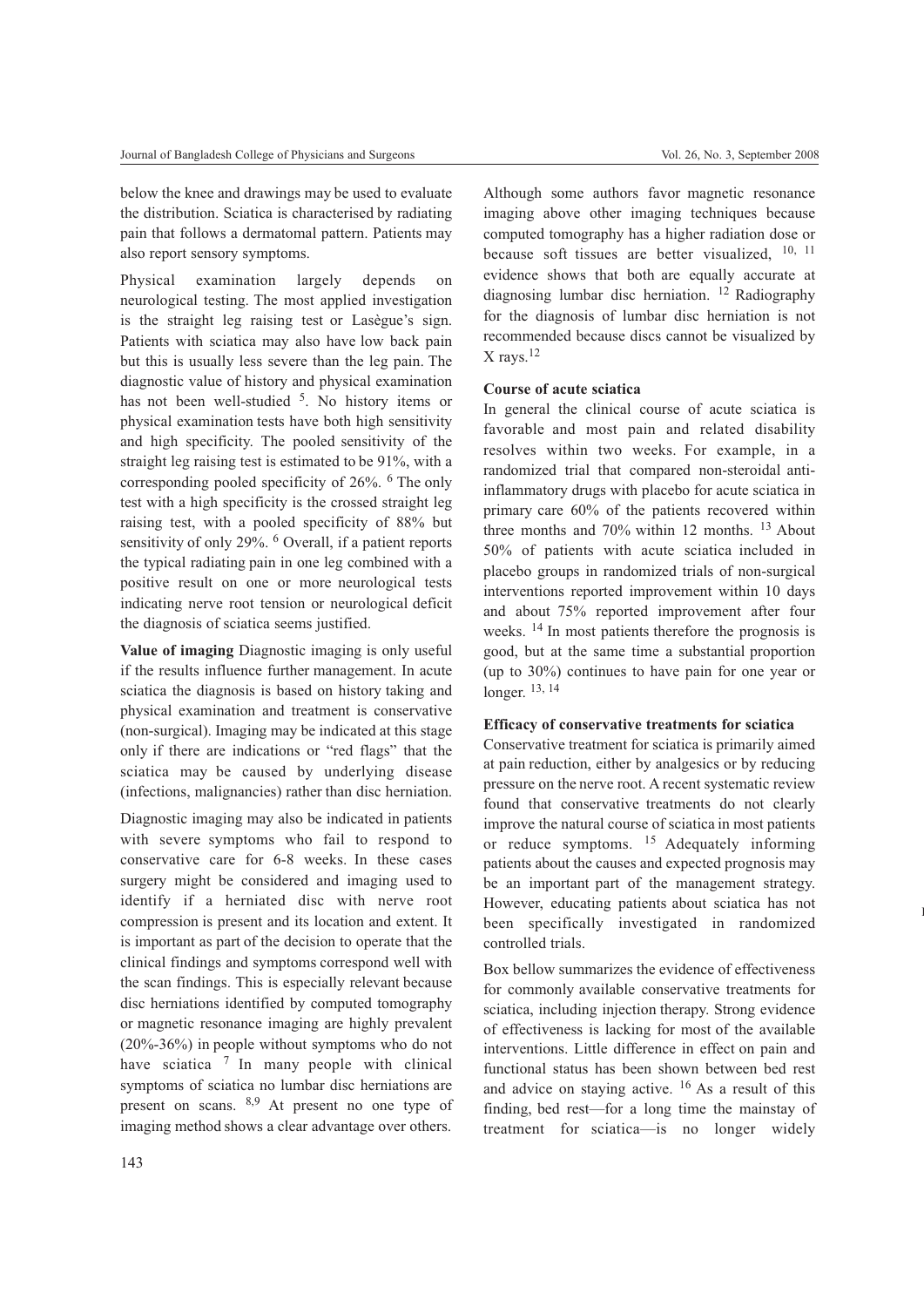below the knee and drawings may be used to evaluate the distribution. Sciatica is characterised by radiating pain that follows a dermatomal pattern. Patients may also report sensory symptoms.

Physical examination largely depends on neurological testing. The most applied investigation is the straight leg raising test or Lasègue's sign. Patients with sciatica may also have low back pain but this is usually less severe than the leg pain. The diagnostic value of history and physical examination has not been well-studied [5]. No history items or physical examination tests have both high sensitivity and high specificity. The pooled sensitivity of the straight leg raising test is estimated to be 91%, with a corresponding pooled specificity of 26%. [6] The only test with a high specificity is the crossed straight leg raising test, with a pooled specificity of 88% but sensitivity of only 29%. [6] Overall, if a patient reports the typical radiating pain in one leg combined with a positive result on one or more neurological tests indicating nerve root tension or neurological deficit the diagnosis of sciatica seems justified.

**Value of imaging** Diagnostic imaging is only useful if the results influence further management. In acute sciatica the diagnosis is based on history taking and physical examination and treatment is conservative (non-surgical). Imaging may be indicated at this stage only if there are indications or "red flags" that the sciatica may be caused by underlying disease (infections, malignancies) rather than disc herniation.

Diagnostic imaging may also be indicated in patients with severe symptoms who fail to respond to conservative care for 6-8 weeks. In these cases surgery might be considered and imaging used to identify if a herniated disc with nerve root compression is present and its location and extent. It is important as part of the decision to operate that the clinical findings and symptoms correspond well with the scan findings. This is especially relevant because disc herniations identified by computed tomography or magnetic resonance imaging are highly prevalent (20%-36%) in people without symptoms who do not have sciatica [7] In many people with clinical symptoms of sciatica no lumbar disc herniations are present on scans. [8,9] At present no one type of imaging method shows a clear advantage over others.

Although some authors favor magnetic resonance imaging above other imaging techniques because computed tomography has a higher radiation dose or because soft tissues are better visualized, [10, 11] evidence shows that both are equally accurate at diagnosing lumbar disc herniation. [12] Radiography for the diagnosis of lumbar disc herniation is not recommended because discs cannot be visualized by X rays.[12]

**Course of acute sciatica**

In general the clinical course of acute sciatica is favorable and most pain and related disability resolves within two weeks. For example, in a randomized trial that compared non-steroidal anti-inflammatory drugs with placebo for acute sciatica in primary care 60% of the patients recovered within three months and 70% within 12 months. [13] About 50% of patients with acute sciatica included in placebo groups in randomized trials of non-surgical interventions reported improvement within 10 days and about 75% reported improvement after four weeks. [14] In most patients therefore the prognosis is good, but at the same time a substantial proportion (up to 30%) continues to have pain for one year or longer. [13, 14]

**Efficacy of conservative treatments for sciatica**

Conservative treatment for sciatica is primarily aimed at pain reduction, either by analgesics or by reducing pressure on the nerve root. A recent systematic review found that conservative treatments do not clearly improve the natural course of sciatica in most patients or reduce symptoms. [15] Adequately informing patients about the causes and expected prognosis may be an important part of the management strategy. However, educating patients about sciatica has not been specifically investigated in randomized controlled trials.

Box bellow summarizes the evidence of effectiveness for commonly available conservative treatments for sciatica, including injection therapy. Strong evidence of effectiveness is lacking for most of the available interventions. Little difference in effect on pain and functional status has been shown between bed rest and advice on staying active. [16] As a result of this finding, bed rest—for a long time the mainstay of treatment for sciatica—is no longer widely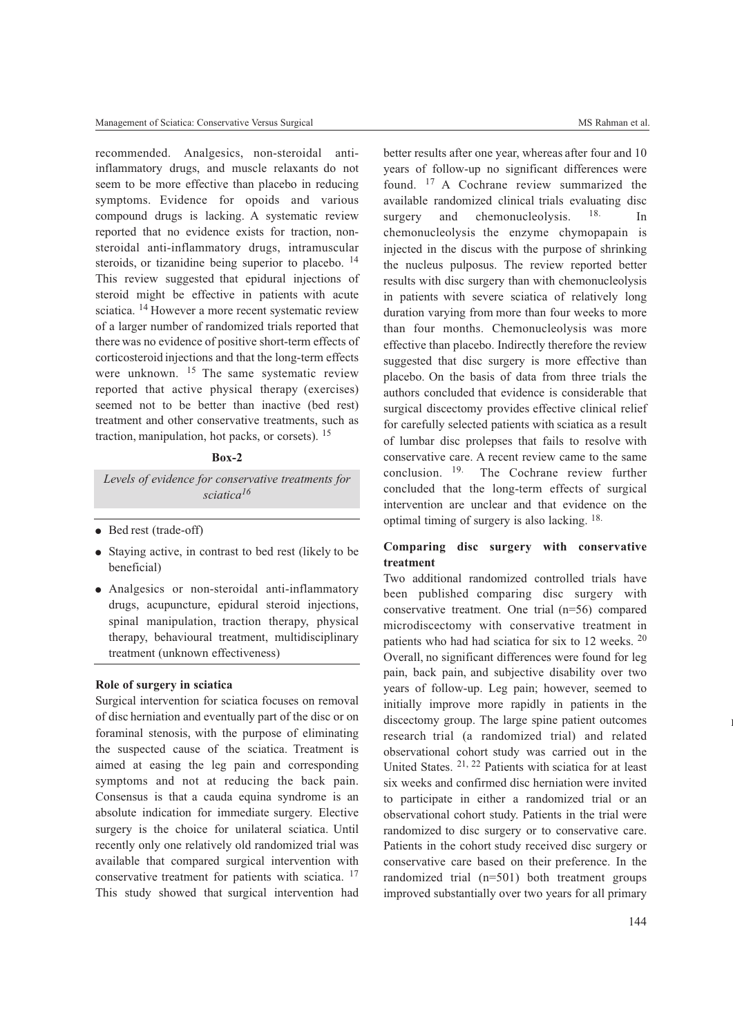recommended. Analgesics, non-steroidal anti-inflammatory drugs, and muscle relaxants do not seem to be more effective than placebo in reducing symptoms. Evidence for opoids and various compound drugs is lacking. A systematic review reported that no evidence exists for traction, non-steroidal anti-inflammatory drugs, intramuscular steroids, or tizanidine being superior to placebo. [14] This review suggested that epidural injections of steroid might be effective in patients with acute sciatica. [14] However a more recent systematic review of a larger number of randomized trials reported that there was no evidence of positive short-term effects of corticosteroid injections and that the long-term effects were unknown. [15] The same systematic review reported that active physical therapy (exercises) seemed not to be better than inactive (bed rest) treatment and other conservative treatments, such as traction, manipulation, hot packs, or corsets). [15]

**Box-2**

*Levels of evidence for conservative treatments for sciatica[16]*

- Bed rest (trade-off)
- Staying active, in contrast to bed rest (likely to be beneficial)
- Analgesics or non-steroidal anti-inflammatory drugs, acupuncture, epidural steroid injections, spinal manipulation, traction therapy, physical therapy, behavioural treatment, multidisciplinary treatment (unknown effectiveness)

### Role of surgery in sciatica

Surgical intervention for sciatica focuses on removal of disc herniation and eventually part of the disc or on foraminal stenosis, with the purpose of eliminating the suspected cause of the sciatica. Treatment is aimed at easing the leg pain and corresponding symptoms and not at reducing the back pain. Consensus is that a cauda equina syndrome is an absolute indication for immediate surgery. Elective surgery is the choice for unilateral sciatica. Until recently only one relatively old randomized trial was available that compared surgical intervention with conservative treatment for patients with sciatica. [17] This study showed that surgical intervention had better results after one year, whereas after four and 10 years of follow-up no significant differences were found. [17] A Cochrane review summarized the available randomized clinical trials evaluating disc surgery and chemonucleolysis. [18] In chemonucleolysis the enzyme chymopapain is injected in the discus with the purpose of shrinking the nucleus pulposus. The review reported better results with disc surgery than with chemonucleolysis in patients with severe sciatica of relatively long duration varying from more than four weeks to more than four months. Chemonucleolysis was more effective than placebo. Indirectly therefore the review suggested that disc surgery is more effective than placebo. On the basis of data from three trials the authors concluded that evidence is considerable that surgical discectomy provides effective clinical relief for carefully selected patients with sciatica as a result of lumbar disc prolepses that fails to resolve with conservative care. A recent review came to the same conclusion. [19] The Cochrane review further concluded that the long-term effects of surgical intervention are unclear and that evidence on the optimal timing of surgery is also lacking. [18]

### Comparing disc surgery with conservative treatment

Two additional randomized controlled trials have been published comparing disc surgery with conservative treatment. One trial (n=56) compared microdiscectomy with conservative treatment in patients who had had sciatica for six to 12 weeks. [20] Overall, no significant differences were found for leg pain, back pain, and subjective disability over two years of follow-up. Leg pain; however, seemed to initially improve more rapidly in patients in the discectomy group. The large spine patient outcomes research trial (a randomized trial) and related observational cohort study was carried out in the United States. [21, 22] Patients with sciatica for at least six weeks and confirmed disc herniation were invited to participate in either a randomized trial or an observational cohort study. Patients in the trial were randomized to disc surgery or to conservative care. Patients in the cohort study received disc surgery or conservative care based on their preference. In the randomized trial (n=501) both treatment groups improved substantially over two years for all primary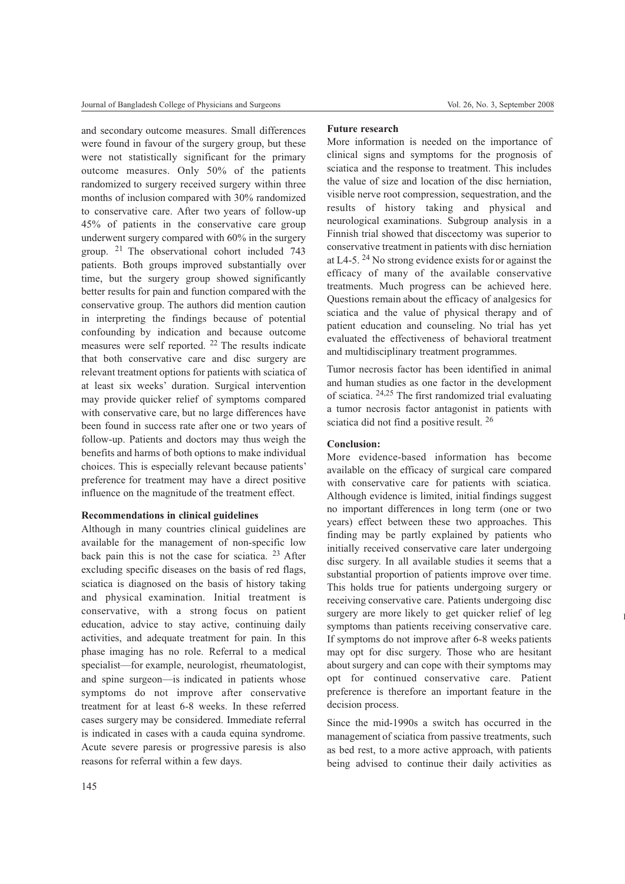and secondary outcome measures. Small differences were found in favour of the surgery group, but these were not statistically significant for the primary outcome measures. Only 50% of the patients randomized to surgery received surgery within three months of inclusion compared with 30% randomized to conservative care. After two years of follow-up 45% of patients in the conservative care group underwent surgery compared with 60% in the surgery group. [21] The observational cohort included 743 patients. Both groups improved substantially over time, but the surgery group showed significantly better results for pain and function compared with the conservative group. The authors did mention caution in interpreting the findings because of potential confounding by indication and because outcome measures were self reported. [22] The results indicate that both conservative care and disc surgery are relevant treatment options for patients with sciatica of at least six weeks' duration. Surgical intervention may provide quicker relief of symptoms compared with conservative care, but no large differences have been found in success rate after one or two years of follow-up. Patients and doctors may thus weigh the benefits and harms of both options to make individual choices. This is especially relevant because patients' preference for treatment may have a direct positive influence on the magnitude of the treatment effect.

### Recommendations in clinical guidelines

Although in many countries clinical guidelines are available for the management of non-specific low back pain this is not the case for sciatica. [23] After excluding specific diseases on the basis of red flags, sciatica is diagnosed on the basis of history taking and physical examination. Initial treatment is conservative, with a strong focus on patient education, advice to stay active, continuing daily activities, and adequate treatment for pain. In this phase imaging has no role. Referral to a medical specialist—for example, neurologist, rheumatologist, and spine surgeon—is indicated in patients whose symptoms do not improve after conservative treatment for at least 6-8 weeks. In these referred cases surgery may be considered. Immediate referral is indicated in cases with a cauda equina syndrome. Acute severe paresis or progressive paresis is also reasons for referral within a few days.

### Future research

More information is needed on the importance of clinical signs and symptoms for the prognosis of sciatica and the response to treatment. This includes the value of size and location of the disc herniation, visible nerve root compression, sequestration, and the results of history taking and physical and neurological examinations. Subgroup analysis in a Finnish trial showed that discectomy was superior to conservative treatment in patients with disc herniation at L4-5. [24] No strong evidence exists for or against the efficacy of many of the available conservative treatments. Much progress can be achieved here. Questions remain about the efficacy of analgesics for sciatica and the value of physical therapy and of patient education and counseling. No trial has yet evaluated the effectiveness of behavioral treatment and multidisciplinary treatment programmes.

Tumor necrosis factor has been identified in animal and human studies as one factor in the development of sciatica. [24,25] The first randomized trial evaluating a tumor necrosis factor antagonist in patients with sciatica did not find a positive result. [26]

### Conclusion:

More evidence-based information has become available on the efficacy of surgical care compared with conservative care for patients with sciatica. Although evidence is limited, initial findings suggest no important differences in long term (one or two years) effect between these two approaches. This finding may be partly explained by patients who initially received conservative care later undergoing disc surgery. In all available studies it seems that a substantial proportion of patients improve over time. This holds true for patients undergoing surgery or receiving conservative care. Patients undergoing disc surgery are more likely to get quicker relief of leg symptoms than patients receiving conservative care. If symptoms do not improve after 6-8 weeks patients may opt for disc surgery. Those who are hesitant about surgery and can cope with their symptoms may opt for continued conservative care. Patient preference is therefore an important feature in the decision process.

Since the mid-1990s a switch has occurred in the management of sciatica from passive treatments, such as bed rest, to a more active approach, with patients being advised to continue their daily activities as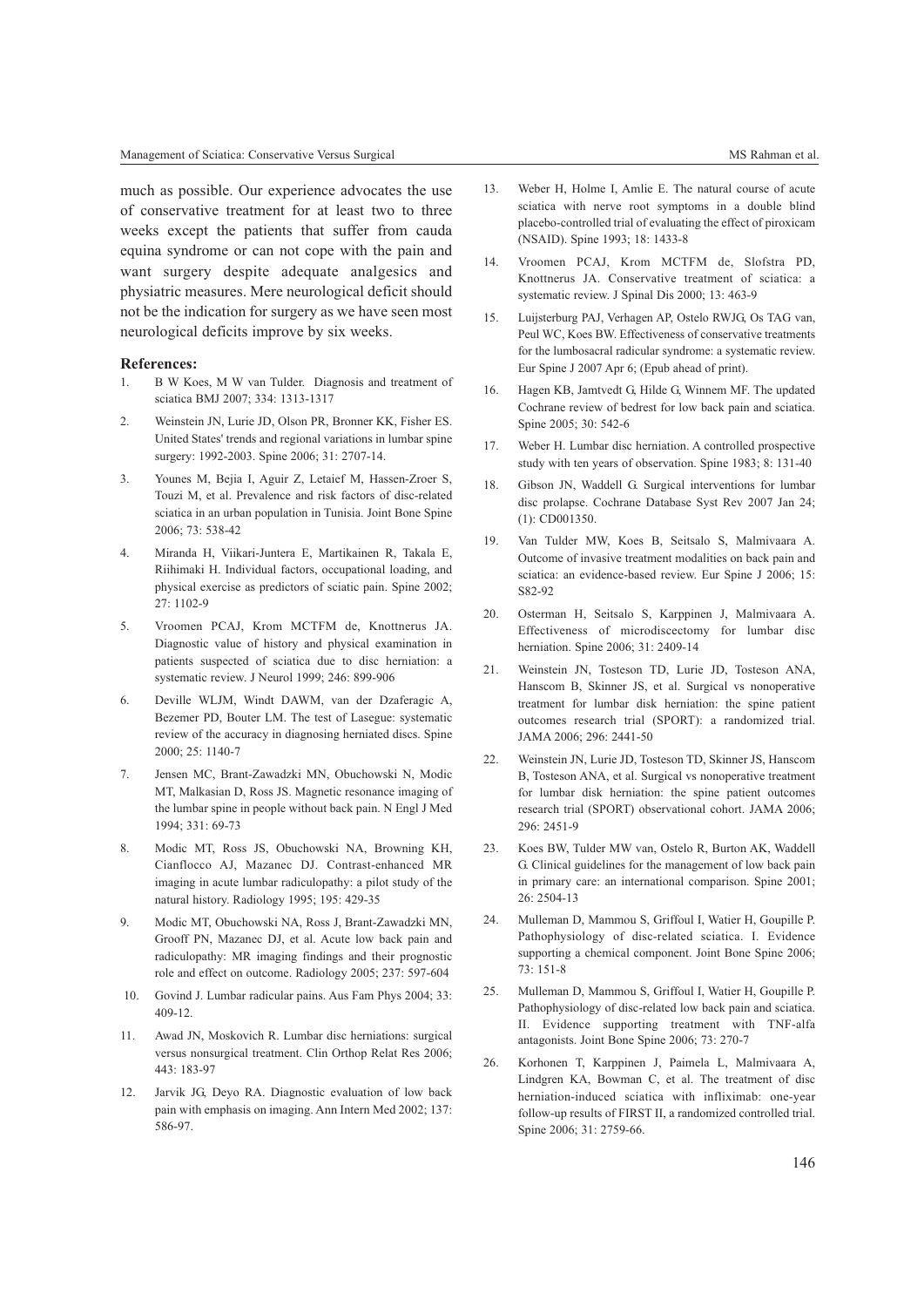much as possible. Our experience advocates the use of conservative treatment for at least two to three weeks except the patients that suffer from cauda equina syndrome or can not cope with the pain and want surgery despite adequate analgesics and physiatric measures. Mere neurological deficit should not be the indication for surgery as we have seen most neurological deficits improve by six weeks.

**References:**

1. B W Koes, M W van Tulder. Diagnosis and treatment of sciatica BMJ 2007; 334: 1313-1317
2. Weinstein JN, Lurie JD, Olson PR, Bronner KK, Fisher ES. United States' trends and regional variations in lumbar spine surgery: 1992-2003. Spine 2006; 31: 2707-14.
3. Younes M, Bejia I, Aguir Z, Letaief M, Hassen-Zroer S, Touzi M, et al. Prevalence and risk factors of disc-related sciatica in an urban population in Tunisia. Joint Bone Spine 2006; 73: 538-42
4. Miranda H, Viikari-Juntera E, Martikainen R, Takala E, Riihimaki H. Individual factors, occupational loading, and physical exercise as predictors of sciatic pain. Spine 2002; 27: 1102-9
5. Vroomen PCAJ, Krom MCTFM de, Knottnerus JA. Diagnostic value of history and physical examination in patients suspected of sciatica due to disc herniation: a systematic review. J Neurol 1999; 246: 899-906
6. Deville WLJM, Windt DAWM, van der Dzaferagic A, Bezemer PD, Bouter LM. The test of Lasegue: systematic review of the accuracy in diagnosing herniated discs. Spine 2000; 25: 1140-7
7. Jensen MC, Brant-Zawadzki MN, Obuchowski N, Modic MT, Malkasian D, Ross JS. Magnetic resonance imaging of the lumbar spine in people without back pain. N Engl J Med 1994; 331: 69-73
8. Modic MT, Ross JS, Obuchowski NA, Browning KH, Cianflocco AJ, Mazanec DJ. Contrast-enhanced MR imaging in acute lumbar radiculopathy: a pilot study of the natural history. Radiology 1995; 195: 429-35
9. Modic MT, Obuchowski NA, Ross J, Brant-Zawadzki MN, Grooff PN, Mazanec DJ, et al. Acute low back pain and radiculopathy: MR imaging findings and their prognostic role and effect on outcome. Radiology 2005; 237: 597-604
10. Govind J. Lumbar radicular pains. Aus Fam Phys 2004; 33: 409-12.
11. Awad JN, Moskovich R. Lumbar disc herniations: surgical versus nonsurgical treatment. Clin Orthop Relat Res 2006; 443: 183-97
12. Jarvik JG, Deyo RA. Diagnostic evaluation of low back pain with emphasis on imaging. Ann Intern Med 2002; 137: 586-97.
13. Weber H, Holme I, Amlie E. The natural course of acute sciatica with nerve root symptoms in a double blind placebo-controlled trial of evaluating the effect of piroxicam (NSAID). Spine 1993; 18: 1433-8
14. Vroomen PCAJ, Krom MCTFM de, Slofstra PD, Knottnerus JA. Conservative treatment of sciatica: a systematic review. J Spinal Dis 2000; 13: 463-9
15. Luijsterburg PAJ, Verhagen AP, Ostelo RWJG, Os TAG van, Peul WC, Koes BW. Effectiveness of conservative treatments for the lumbosacral radicular syndrome: a systematic review. Eur Spine J 2007 Apr 6; (Epub ahead of print).
16. Hagen KB, Jamtvedt G, Hilde G, Winnem MF. The updated Cochrane review of bedrest for low back pain and sciatica. Spine 2005; 30: 542-6
17. Weber H. Lumbar disc herniation. A controlled prospective study with ten years of observation. Spine 1983; 8: 131-40
18. Gibson JN, Waddell G. Surgical interventions for lumbar disc prolapse. Cochrane Database Syst Rev 2007 Jan 24; (1): CD001350.
19. Van Tulder MW, Koes B, Seitsalo S, Malmivaara A. Outcome of invasive treatment modalities on back pain and sciatica: an evidence-based review. Eur Spine J 2006; 15: S82-92
20. Osterman H, Seitsalo S, Karppinen J, Malmivaara A. Effectiveness of microdiscectomy for lumbar disc herniation. Spine 2006; 31: 2409-14
21. Weinstein JN, Tosteson TD, Lurie JD, Tosteson ANA, Hanscom B, Skinner JS, et al. Surgical vs nonoperative treatment for lumbar disk herniation: the spine patient outcomes research trial (SPORT): a randomized trial. JAMA 2006; 296: 2441-50
22. Weinstein JN, Lurie JD, Tosteson TD, Skinner JS, Hanscom B, Tosteson ANA, et al. Surgical vs nonoperative treatment for lumbar disk herniation: the spine patient outcomes research trial (SPORT) observational cohort. JAMA 2006; 296: 2451-9
23. Koes BW, Tulder MW van, Ostelo R, Burton AK, Waddell G. Clinical guidelines for the management of low back pain in primary care: an international comparison. Spine 2001; 26: 2504-13
24. Mulleman D, Mammou S, Griffoul I, Watier H, Goupille P. Pathophysiology of disc-related sciatica. I. Evidence supporting a chemical component. Joint Bone Spine 2006; 73: 151-8
25. Mulleman D, Mammou S, Griffoul I, Watier H, Goupille P. Pathophysiology of disc-related low back pain and sciatica. II. Evidence supporting treatment with TNF-alfa antagonists. Joint Bone Spine 2006; 73: 270-7
26. Korhonen T, Karppinen J, Paimela L, Malmivaara A, Lindgren KA, Bowman C, et al. The treatment of disc herniation-induced sciatica with infliximab: one-year follow-up results of FIRST II, a randomized controlled trial. Spine 2006; 31: 2759-66.